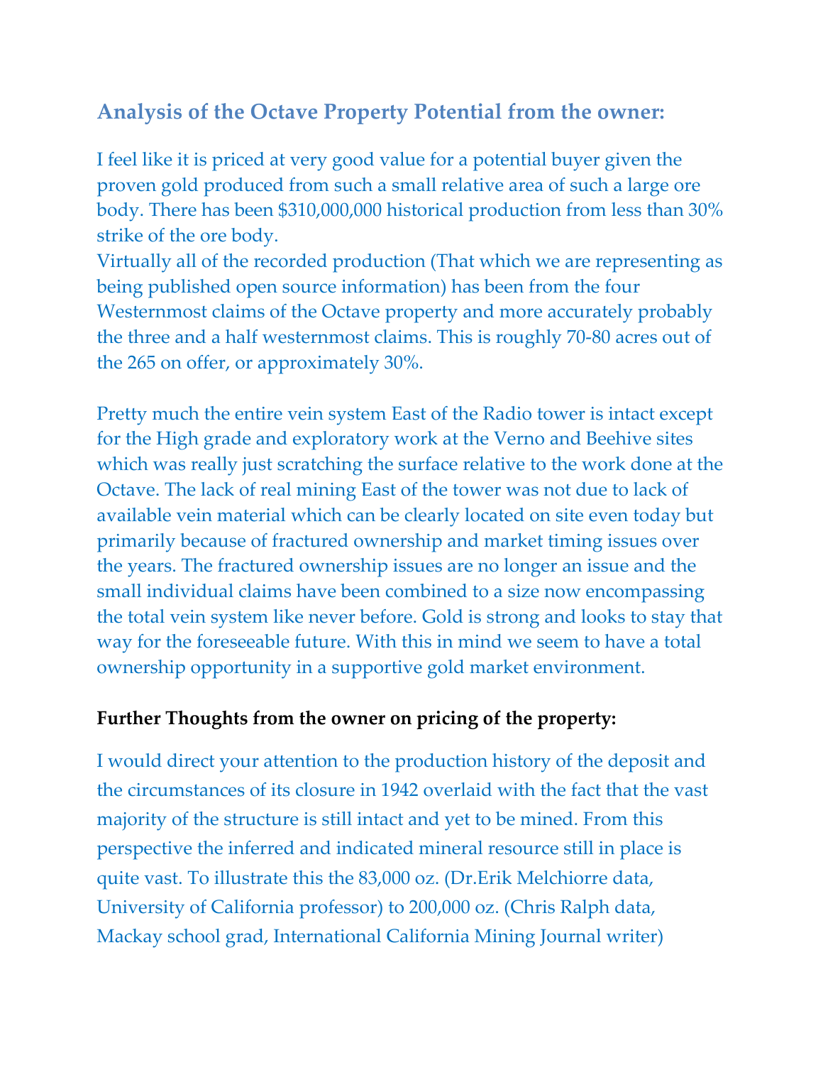## Analysis of the Octave Property Potential from the owner:

I feel like it is priced at very good value for a potential buyer given the proven gold produced from such a small relative area of such a large ore body. There has been $310,000,000 historical production from less than 30% strike of the ore body.
Virtually all of the recorded production (That which we are representing as being published open source information) has been from the four Westernmost claims of the Octave property and more accurately probably the three and a half westernmost claims. This is roughly 70-80 acres out of the 265 on offer, or approximately 30%.

Pretty much the entire vein system East of the Radio tower is intact except for the High grade and exploratory work at the Verno and Beehive sites which was really just scratching the surface relative to the work done at the Octave. The lack of real mining East of the tower was not due to lack of available vein material which can be clearly located on site even today but primarily because of fractured ownership and market timing issues over the years. The fractured ownership issues are no longer an issue and the small individual claims have been combined to a size now encompassing the total vein system like never before. Gold is strong and looks to stay that way for the foreseeable future. With this in mind we seem to have a total ownership opportunity in a supportive gold market environment.

**Further Thoughts from the owner on pricing of the property:**

I would direct your attention to the production history of the deposit and the circumstances of its closure in 1942 overlaid with the fact that the vast majority of the structure is still intact and yet to be mined. From this perspective the inferred and indicated mineral resource still in place is quite vast. To illustrate this the 83,000 oz. (Dr.Erik Melchiorre data, University of California professor) to 200,000 oz. (Chris Ralph data, Mackay school grad, International California Mining Journal writer)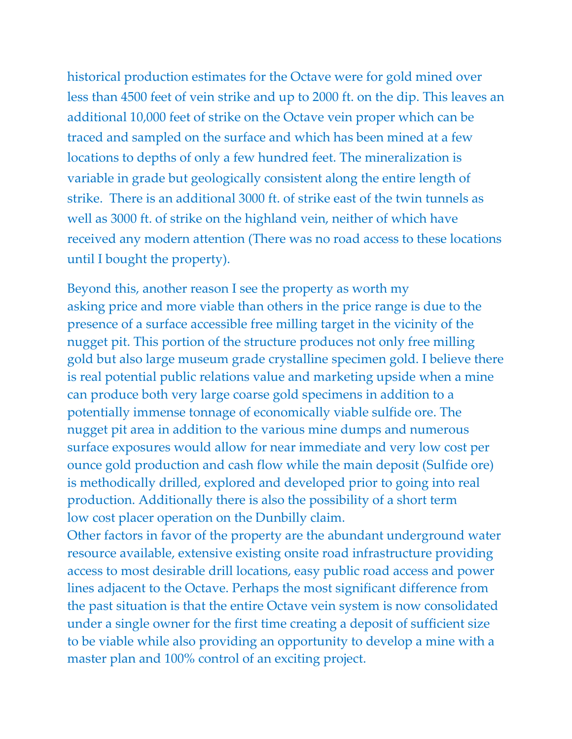historical production estimates for the Octave were for gold mined over less than 4500 feet of vein strike and up to 2000 ft. on the dip. This leaves an additional 10,000 feet of strike on the Octave vein proper which can be traced and sampled on the surface and which has been mined at a few locations to depths of only a few hundred feet. The mineralization is variable in grade but geologically consistent along the entire length of strike.  There is an additional 3000 ft. of strike east of the twin tunnels as well as 3000 ft. of strike on the highland vein, neither of which have received any modern attention (There was no road access to these locations until I bought the property).

Beyond this, another reason I see the property as worth my asking price and more viable than others in the price range is due to the presence of a surface accessible free milling target in the vicinity of the nugget pit. This portion of the structure produces not only free milling gold but also large museum grade crystalline specimen gold. I believe there is real potential public relations value and marketing upside when a mine can produce both very large coarse gold specimens in addition to a potentially immense tonnage of economically viable sulfide ore. The nugget pit area in addition to the various mine dumps and numerous surface exposures would allow for near immediate and very low cost per ounce gold production and cash flow while the main deposit (Sulfide ore) is methodically drilled, explored and developed prior to going into real production. Additionally there is also the possibility of a short term low cost placer operation on the Dunbilly claim.
Other factors in favor of the property are the abundant underground water resource available, extensive existing onsite road infrastructure providing access to most desirable drill locations, easy public road access and power lines adjacent to the Octave. Perhaps the most significant difference from the past situation is that the entire Octave vein system is now consolidated under a single owner for the first time creating a deposit of sufficient size to be viable while also providing an opportunity to develop a mine with a master plan and 100% control of an exciting project.